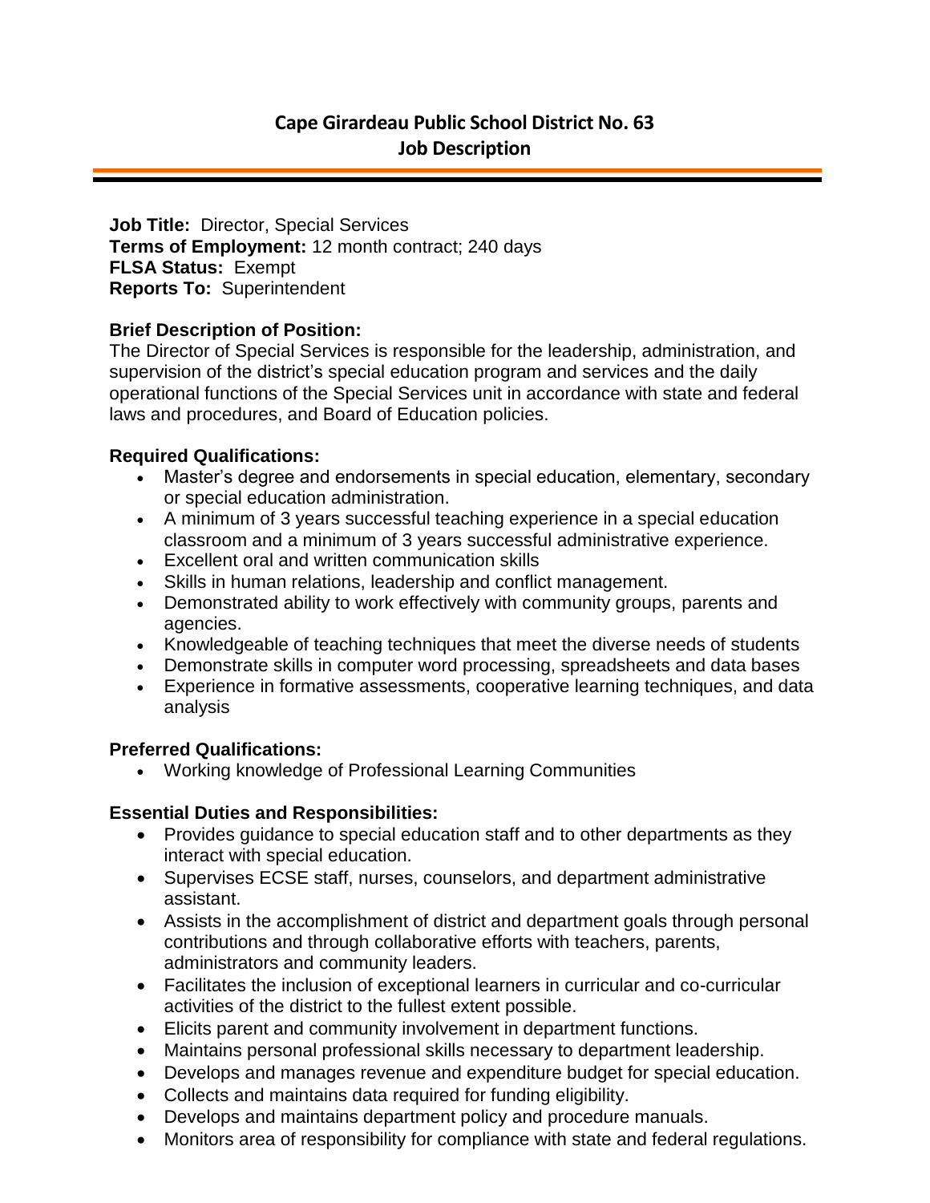# Cape Girardeau Public School District No. 63
## Job Description

**Job Title:** Director, Special Services
**Terms of Employment:** 12 month contract; 240 days
**FLSA Status:** Exempt
**Reports To:** Superintendent

### Brief Description of Position:

The Director of Special Services is responsible for the leadership, administration, and supervision of the district's special education program and services and the daily operational functions of the Special Services unit in accordance with state and federal laws and procedures, and Board of Education policies.

### Required Qualifications:

- Master's degree and endorsements in special education, elementary, secondary or special education administration.
- A minimum of 3 years successful teaching experience in a special education classroom and a minimum of 3 years successful administrative experience.
- Excellent oral and written communication skills
- Skills in human relations, leadership and conflict management.
- Demonstrated ability to work effectively with community groups, parents and agencies.
- Knowledgeable of teaching techniques that meet the diverse needs of students
- Demonstrate skills in computer word processing, spreadsheets and data bases
- Experience in formative assessments, cooperative learning techniques, and data analysis

### Preferred Qualifications:

- Working knowledge of Professional Learning Communities

### Essential Duties and Responsibilities:

- Provides guidance to special education staff and to other departments as they interact with special education.
- Supervises ECSE staff, nurses, counselors, and department administrative assistant.
- Assists in the accomplishment of district and department goals through personal contributions and through collaborative efforts with teachers, parents, administrators and community leaders.
- Facilitates the inclusion of exceptional learners in curricular and co-curricular activities of the district to the fullest extent possible.
- Elicits parent and community involvement in department functions.
- Maintains personal professional skills necessary to department leadership.
- Develops and manages revenue and expenditure budget for special education.
- Collects and maintains data required for funding eligibility.
- Develops and maintains department policy and procedure manuals.
- Monitors area of responsibility for compliance with state and federal regulations.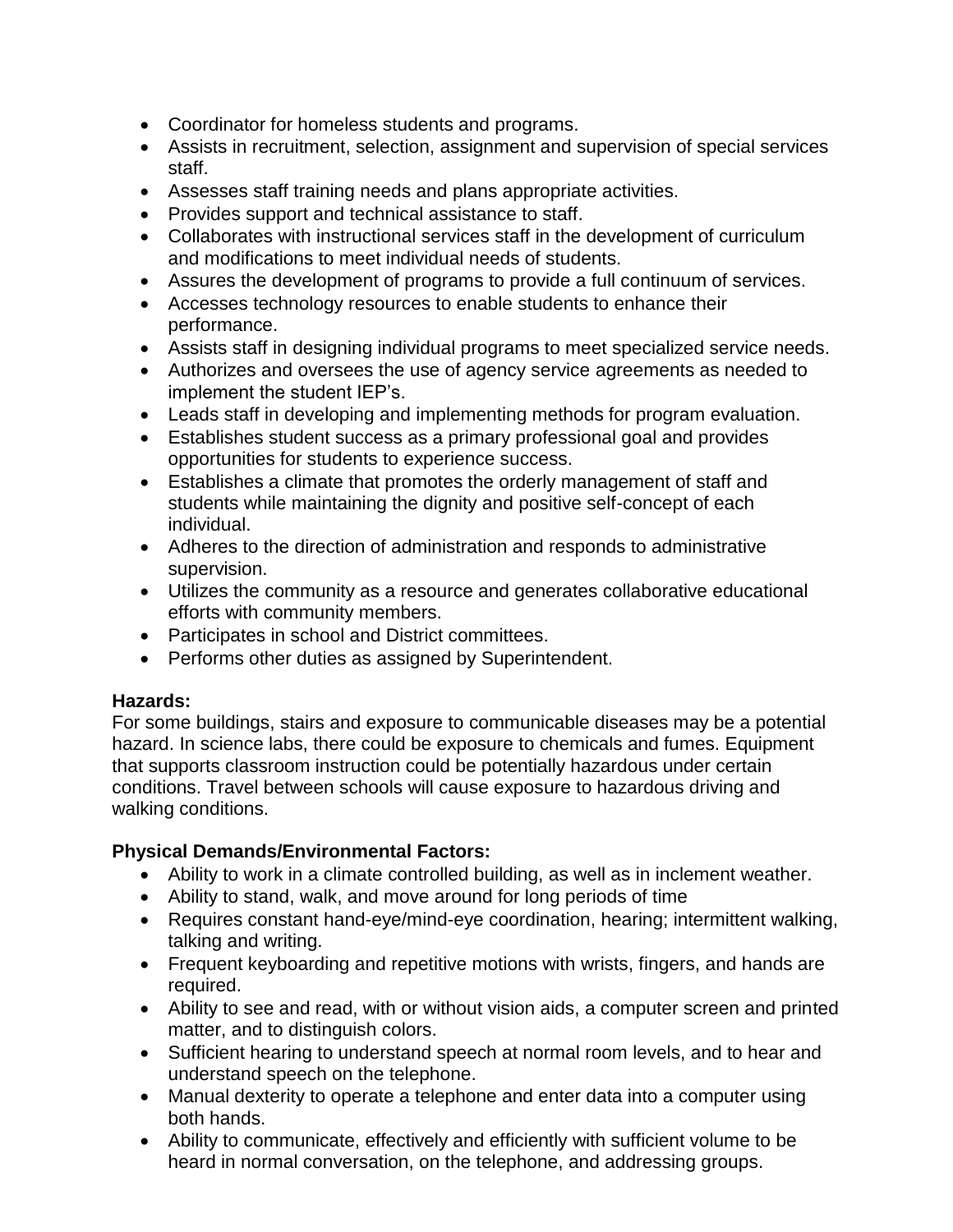- Coordinator for homeless students and programs.
- Assists in recruitment, selection, assignment and supervision of special services staff.
- Assesses staff training needs and plans appropriate activities.
- Provides support and technical assistance to staff.
- Collaborates with instructional services staff in the development of curriculum and modifications to meet individual needs of students.
- Assures the development of programs to provide a full continuum of services.
- Accesses technology resources to enable students to enhance their performance.
- Assists staff in designing individual programs to meet specialized service needs.
- Authorizes and oversees the use of agency service agreements as needed to implement the student IEP's.
- Leads staff in developing and implementing methods for program evaluation.
- Establishes student success as a primary professional goal and provides opportunities for students to experience success.
- Establishes a climate that promotes the orderly management of staff and students while maintaining the dignity and positive self-concept of each individual.
- Adheres to the direction of administration and responds to administrative supervision.
- Utilizes the community as a resource and generates collaborative educational efforts with community members.
- Participates in school and District committees.
- Performs other duties as assigned by Superintendent.

**Hazards:**
For some buildings, stairs and exposure to communicable diseases may be a potential hazard. In science labs, there could be exposure to chemicals and fumes. Equipment that supports classroom instruction could be potentially hazardous under certain conditions. Travel between schools will cause exposure to hazardous driving and walking conditions.

**Physical Demands/Environmental Factors:**

- Ability to work in a climate controlled building, as well as in inclement weather.
- Ability to stand, walk, and move around for long periods of time
- Requires constant hand-eye/mind-eye coordination, hearing; intermittent walking, talking and writing.
- Frequent keyboarding and repetitive motions with wrists, fingers, and hands are required.
- Ability to see and read, with or without vision aids, a computer screen and printed matter, and to distinguish colors.
- Sufficient hearing to understand speech at normal room levels, and to hear and understand speech on the telephone.
- Manual dexterity to operate a telephone and enter data into a computer using both hands.
- Ability to communicate, effectively and efficiently with sufficient volume to be heard in normal conversation, on the telephone, and addressing groups.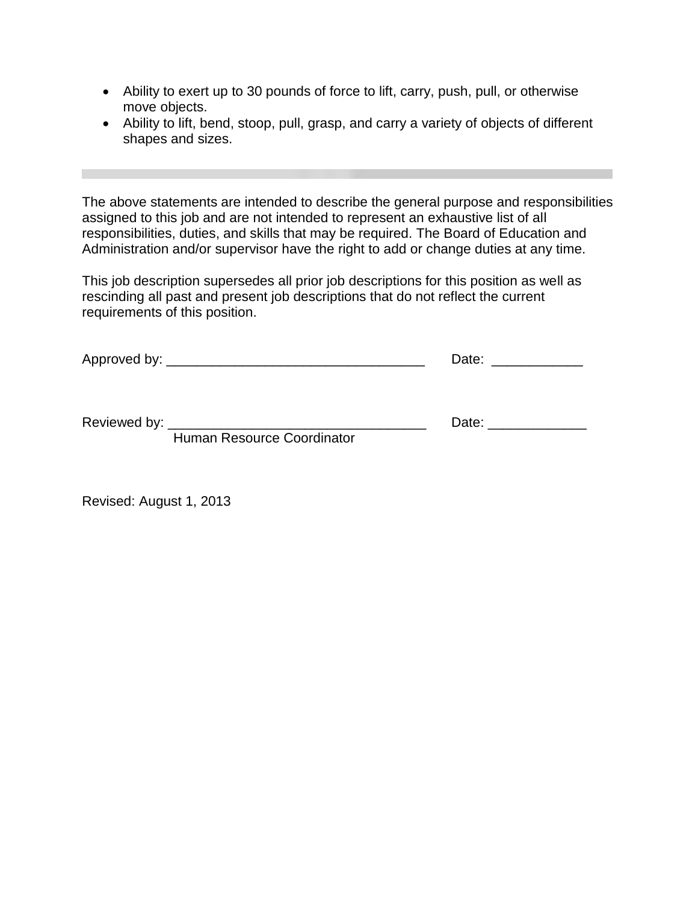- Ability to exert up to 30 pounds of force to lift, carry, push, pull, or otherwise move objects.
- Ability to lift, bend, stoop, pull, grasp, and carry a variety of objects of different shapes and sizes.

---

The above statements are intended to describe the general purpose and responsibilities assigned to this job and are not intended to represent an exhaustive list of all responsibilities, duties, and skills that may be required. The Board of Education and Administration and/or supervisor have the right to add or change duties at any time.

This job description supersedes all prior job descriptions for this position as well as rescinding all past and present job descriptions that do not reflect the current requirements of this position.

Approved by: ___________________________________ Date: ____________

Reviewed by: __________________________________ Date: _____________
Human Resource Coordinator

Revised: August 1, 2013